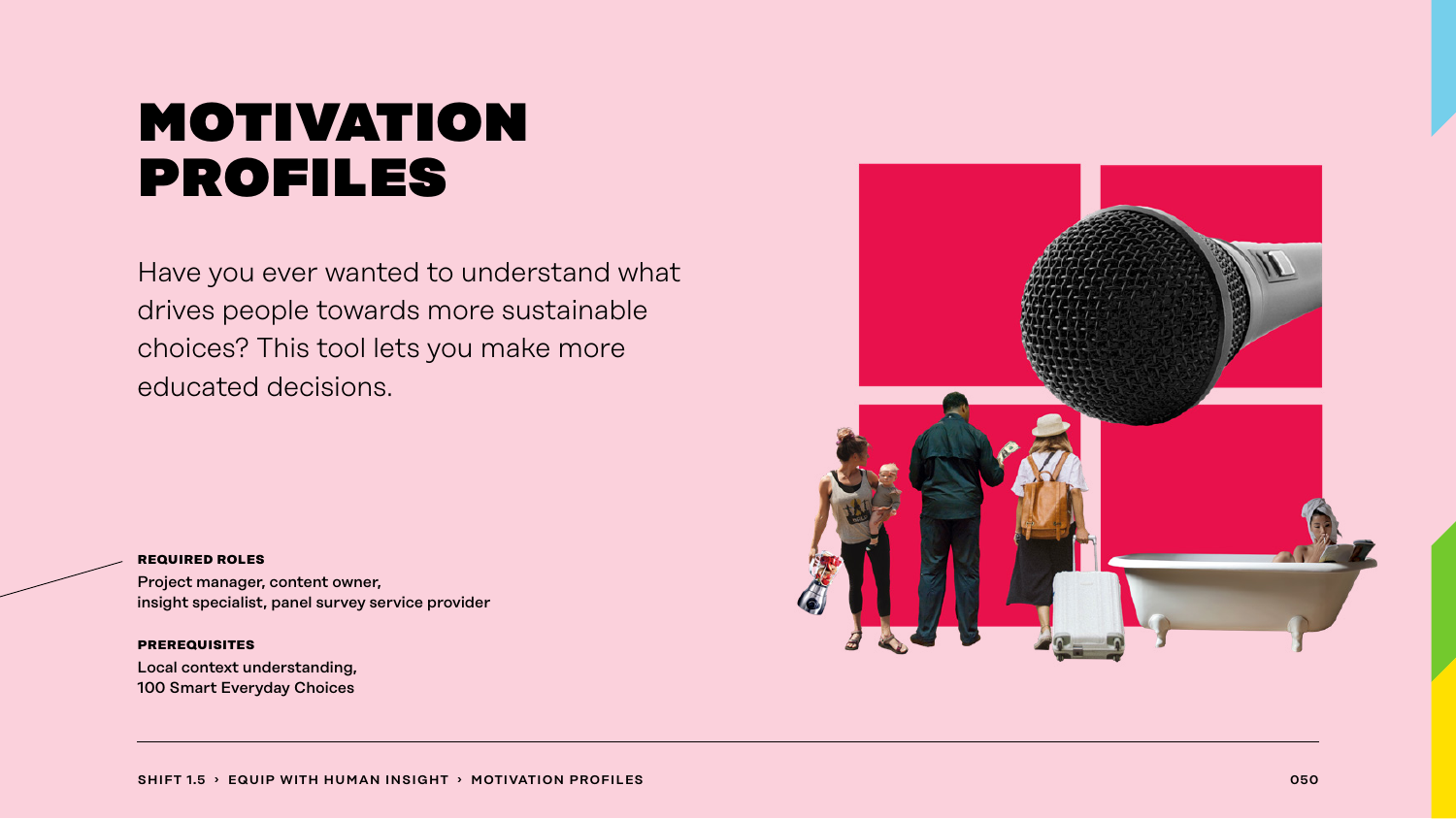# MOTIVATION PROFILES

Have you ever wanted to understand what drives people towards more sustainable choices? This tool lets you make more educated decisions.

**REQUIRED ROLES**

Project manager, content owner, insight specialist, panel survey service provider

**PREREQUISITES**

Local context understanding, 100 Smart Everyday Choices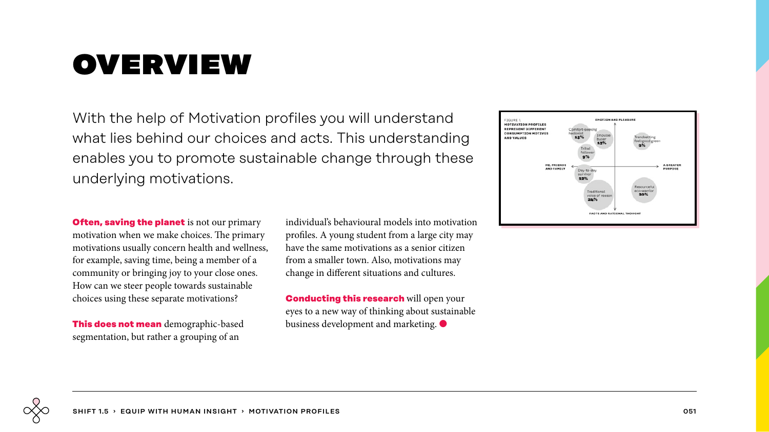# OVERVIEW

With the help of Motivation profiles you will understand what lies behind our choices and acts. This understanding enables you to promote sustainable change through these underlying motivations.

FIGURE 1

**MOTIVATION PROFILES REPRESENT DIFFERENT CONSUMPTION MOTIVES AND VALUES**

EMOTION AND PLEASURE

ME, FRIENDS AND FAMILY

A GREATER PURPOSE

FACTS AND RATIONAL THOUGHT

Comfort-seeking hedonist 13%

Impulse buyer 13%

Trendsetting feel-good green 9%

Tribal follower 9%

Day-to-day survivor 12%

Traditional voice of reason 24%

Resourceful eco-warrior 20%

**Often, saving the planet** is not our primary motivation when we make choices. The primary motivations usually concern health and wellness, for example, saving time, being a member of a community or bringing joy to your close ones. How can we steer people towards sustainable choices using these separate motivations?

**This does not mean** demographic-based segmentation, but rather a grouping of an individual's behavioural models into motivation profiles. A young student from a large city may have the same motivations as a senior citizen from a smaller town. Also, motivations may change in different situations and cultures.

**Conducting this research** will open your eyes to a new way of thinking about sustainable business development and marketing.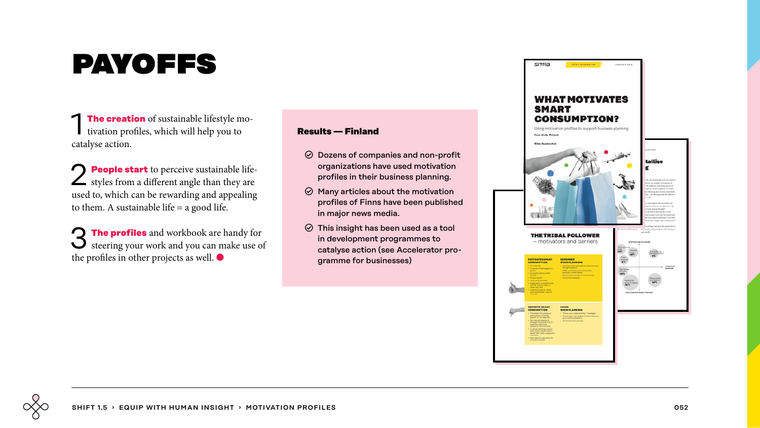# PAYOFFS

1 **The creation** of sustainable lifestyle motivation profiles, which will help you to catalyse action.

2 **People start** to perceive sustainable lifestyles from a different angle than they are used to, which can be rewarding and appealing to them. A sustainable life = a good life.

3 **The profiles** and workbook are handy for steering your work and you can make use of the profiles in other projects as well.

**Results — Finland**

- Dozens of companies and non-profit organizations have used motivation profiles in their business planning.
- Many articles about the motivation profiles of Finns have been published in major news media.
- This insight has been used as a tool in development programmes to catalyse action (see Accelerator programme for businesses)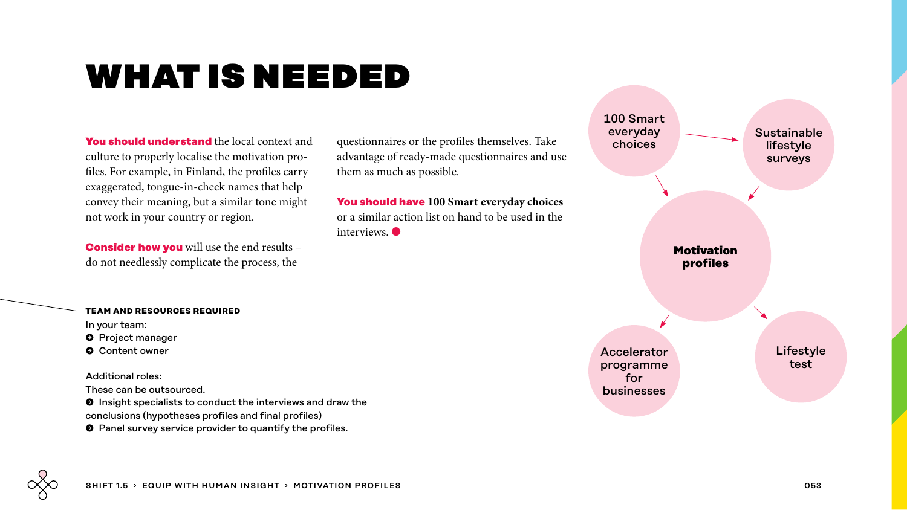# WHAT IS NEEDED

**You should understand** the local context and culture to properly localise the motivation profiles. For example, in Finland, the profiles carry exaggerated, tongue-in-cheek names that help convey their meaning, but a similar tone might not work in your country or region.

**Consider how you** will use the end results – do not needlessly complicate the process, the questionnaires or the profiles themselves. Take advantage of ready-made questionnaires and use them as much as possible.

**You should have 100 Smart everyday choices** or a similar action list on hand to be used in the interviews.

100 Smart everyday choices

Sustainable lifestyle surveys

**Motivation profiles**

Accelerator programme for businesses

Lifestyle test

**TEAM AND RESOURCES REQUIRED**

In your team:

- Project manager
- Content owner

Additional roles:
These can be outsourced.

- Insight specialists to conduct the interviews and draw the conclusions (hypotheses profiles and final profiles)
- Panel survey service provider to quantify the profiles.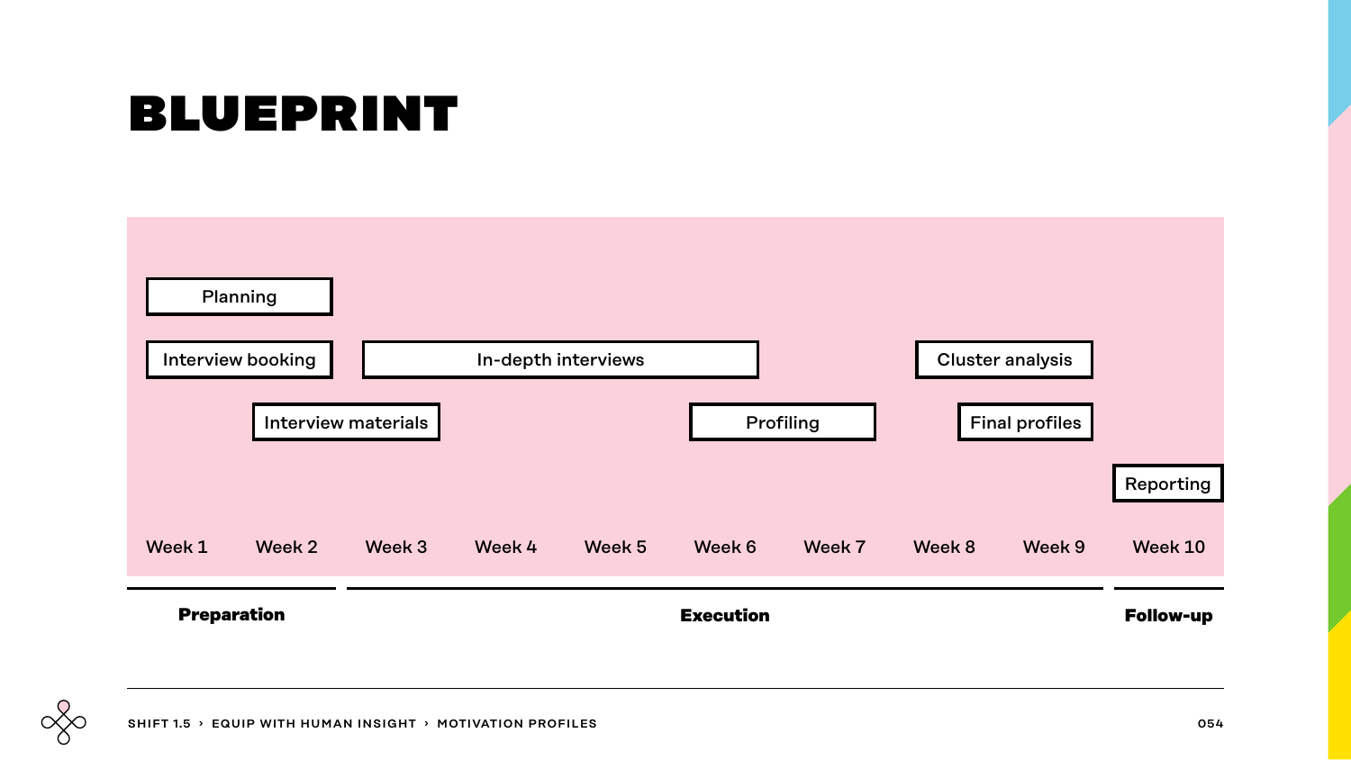# BLUEPRINT

| Task | Week 1 | Week 2 | Week 3 | Week 4 | Week 5 | Week 6 | Week 7 | Week 8 | Week 9 | Week 10 |
|---|---|---|---|---|---|---|---|---|---|---|
| Planning | X | X | | | | | | | | |
| Interview booking | X | X | | | | | | | | |
| Interview materials | | X | X | | | | | | | |
| In-depth interviews | | | X | X | X | X | | | | |
| Profiling | | | | | | X | X | | | |
| Cluster analysis | | | | | | | | X | X | |
| Final profiles | | | | | | | | | X | |
| Reporting | | | | | | | | | | X |

**Preparation** (Week 1 – Week 2) · **Execution** (Week 3 – Week 9) · **Follow-up** (Week 10)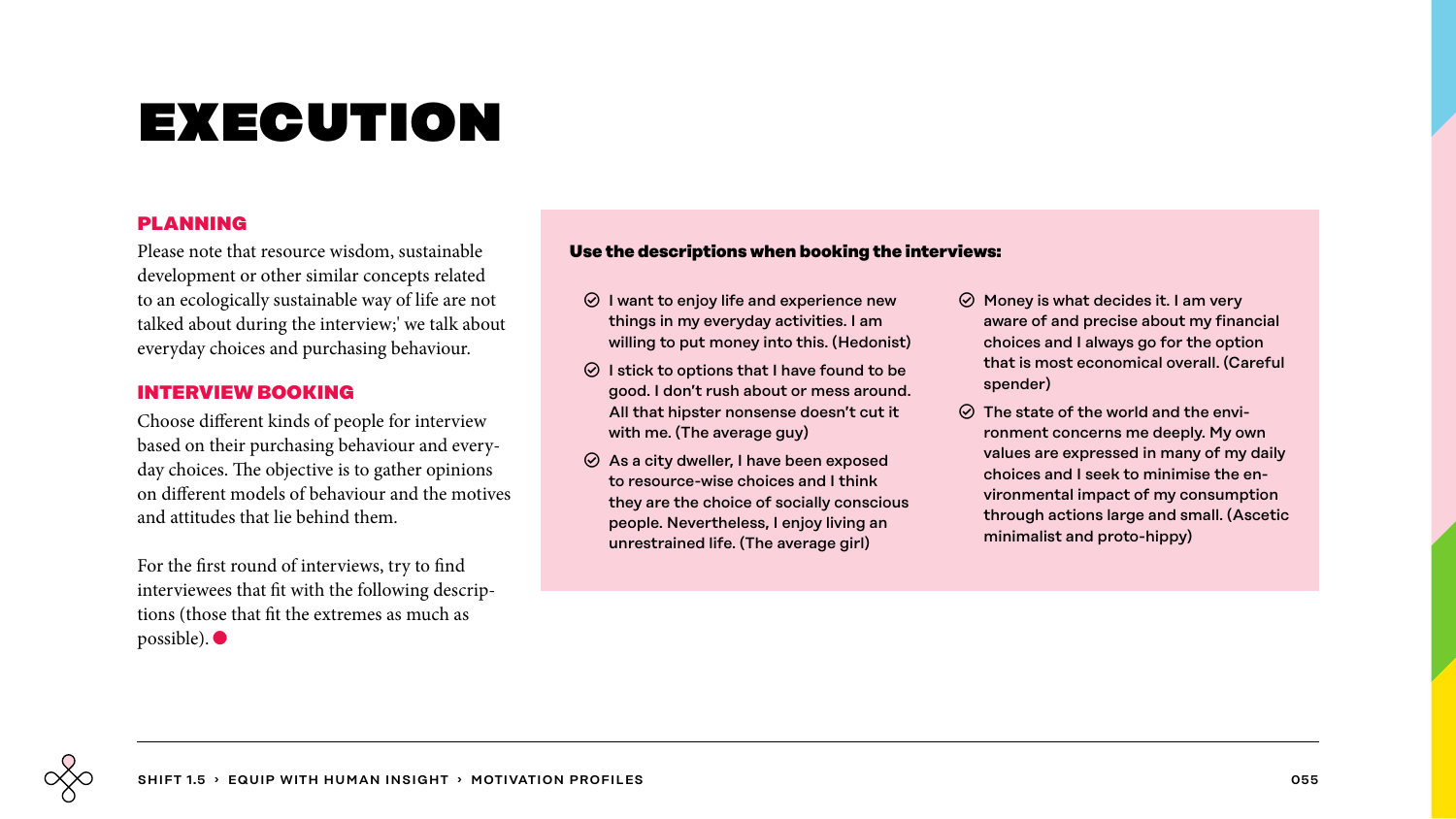# EXECUTION

## PLANNING

Please note that resource wisdom, sustainable development or other similar concepts related to an ecologically sustainable way of life are not talked about during the interview;' we talk about everyday choices and purchasing behaviour.

## INTERVIEW BOOKING

Choose different kinds of people for interview based on their purchasing behaviour and everyday choices. The objective is to gather opinions on different models of behaviour and the motives and attitudes that lie behind them.

For the first round of interviews, try to find interviewees that fit with the following descriptions (those that fit the extremes as much as possible).

**Use the descriptions when booking the interviews:**

- I want to enjoy life and experience new things in my everyday activities. I am willing to put money into this. (Hedonist)
- I stick to options that I have found to be good. I don't rush about or mess around. All that hipster nonsense doesn't cut it with me. (The average guy)
- As a city dweller, I have been exposed to resource-wise choices and I think they are the choice of socially conscious people. Nevertheless, I enjoy living an unrestrained life. (The average girl)
- Money is what decides it. I am very aware of and precise about my financial choices and I always go for the option that is most economical overall. (Careful spender)
- The state of the world and the environment concerns me deeply. My own values are expressed in many of my daily choices and I seek to minimise the environmental impact of my consumption through actions large and small. (Ascetic minimalist and proto-hippy)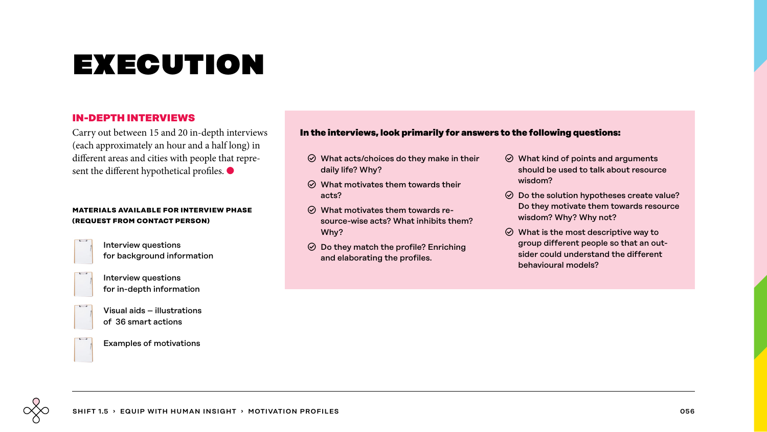# EXECUTION

## IN-DEPTH INTERVIEWS

Carry out between 15 and 20 in-depth interviews (each approximately an hour and a half long) in different areas and cities with people that represent the different hypothetical profiles.

**MATERIALS AVAILABLE FOR INTERVIEW PHASE (REQUEST FROM CONTACT PERSON)**

- Interview questions for background information
- Interview questions for in-depth information
- Visual aids – illustrations of 36 smart actions
- Examples of motivations

**In the interviews, look primarily for answers to the following questions:**

- What acts/choices do they make in their daily life? Why?
- What motivates them towards their acts?
- What motivates them towards resource-wise acts? What inhibits them? Why?
- Do they match the profile? Enriching and elaborating the profiles.
- What kind of points and arguments should be used to talk about resource wisdom?
- Do the solution hypotheses create value? Do they motivate them towards resource wisdom? Why? Why not?
- What is the most descriptive way to group different people so that an outsider could understand the different behavioural models?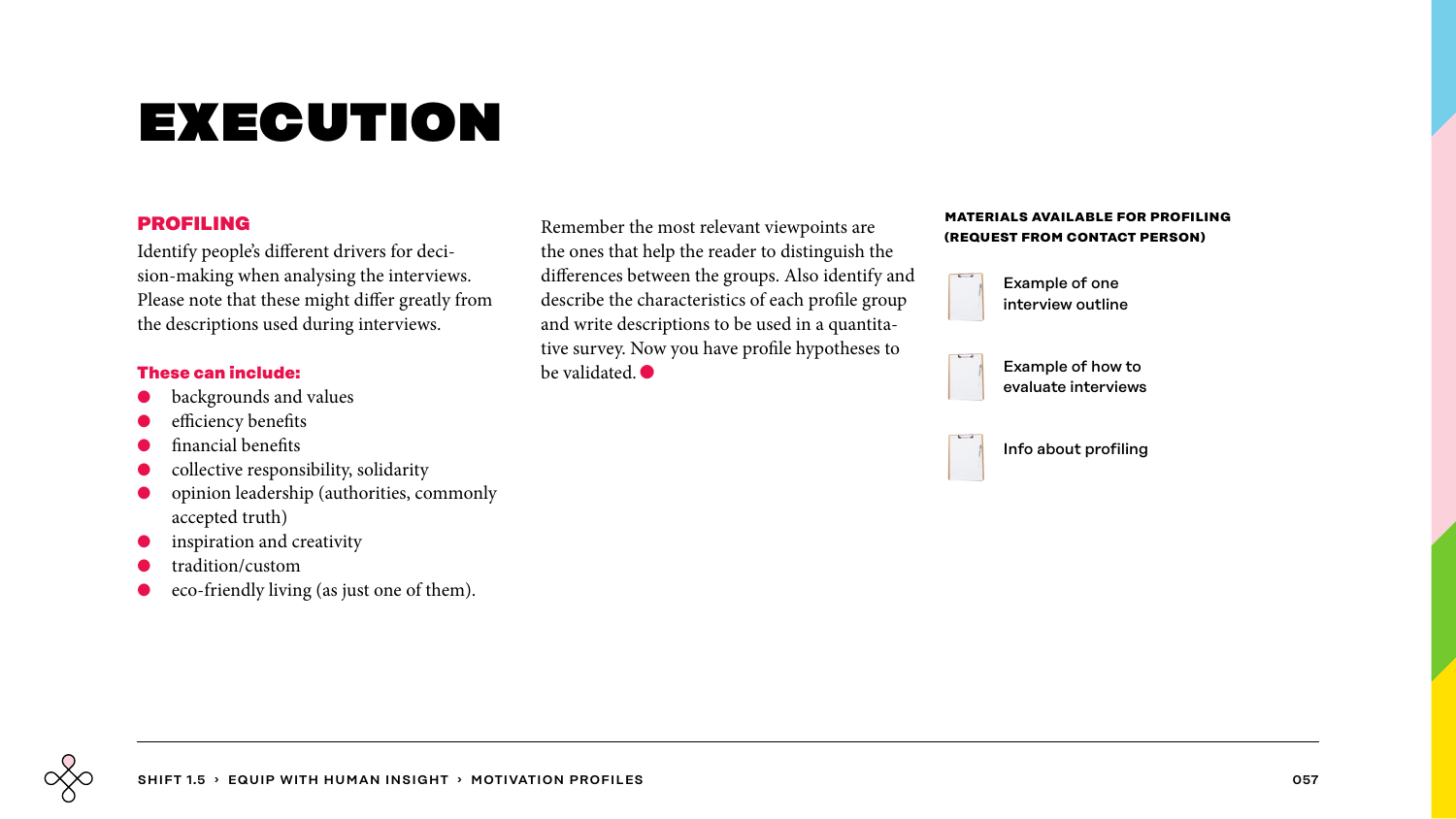# EXECUTION

## PROFILING

Identify people's different drivers for decision-making when analysing the interviews. Please note that these might differ greatly from the descriptions used during interviews.

**These can include:**

- backgrounds and values
- efficiency benefits
- financial benefits
- collective responsibility, solidarity
- opinion leadership (authorities, commonly accepted truth)
- inspiration and creativity
- tradition/custom
- eco-friendly living (as just one of them).

Remember the most relevant viewpoints are the ones that help the reader to distinguish the differences between the groups. Also identify and describe the characteristics of each profile group and write descriptions to be used in a quantitative survey. Now you have profile hypotheses to be validated.

### MATERIALS AVAILABLE FOR PROFILING (REQUEST FROM CONTACT PERSON)

- Example of one interview outline
- Example of how to evaluate interviews
- Info about profiling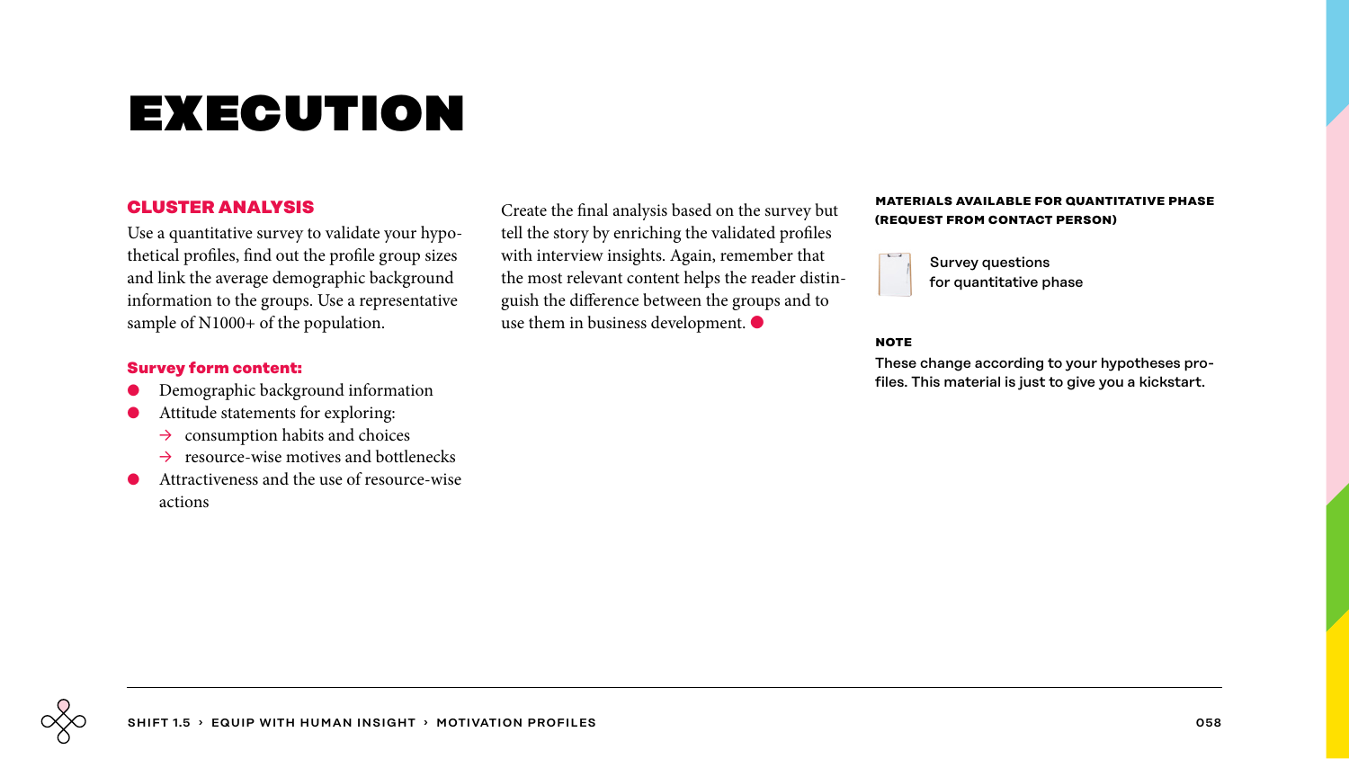# EXECUTION

## CLUSTER ANALYSIS

Use a quantitative survey to validate your hypothetical profiles, find out the profile group sizes and link the average demographic background information to the groups. Use a representative sample of N1000+ of the population.

**Survey form content:**

- Demographic background information
- Attitude statements for exploring:
  - → consumption habits and choices
  - → resource-wise motives and bottlenecks
- Attractiveness and the use of resource-wise actions

Create the final analysis based on the survey but tell the story by enriching the validated profiles with interview insights. Again, remember that the most relevant content helps the reader distinguish the difference between the groups and to use them in business development.

**MATERIALS AVAILABLE FOR QUANTITATIVE PHASE (REQUEST FROM CONTACT PERSON)**

Survey questions for quantitative phase

**NOTE**

These change according to your hypotheses profiles. This material is just to give you a kickstart.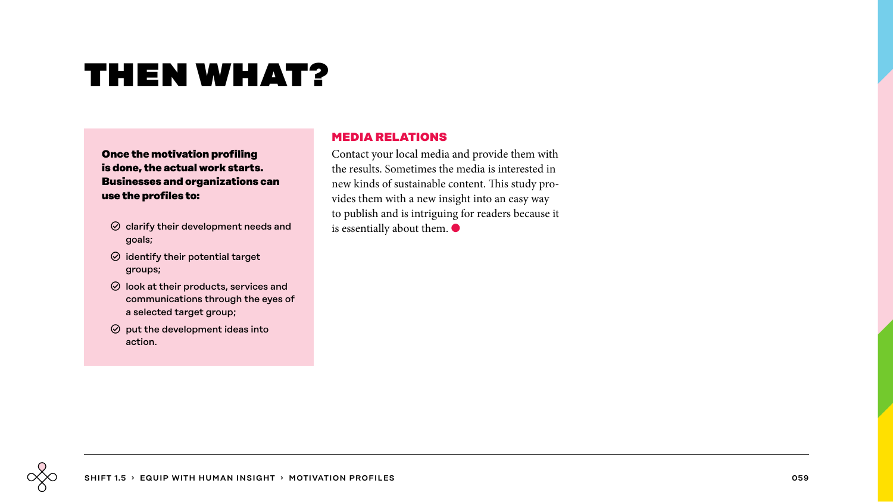# THEN WHAT?

**Once the motivation profiling is done, the actual work starts. Businesses and organizations can use the profiles to:**

- clarify their development needs and goals;
- identify their potential target groups;
- look at their products, services and communications through the eyes of a selected target group;
- put the development ideas into action.

## MEDIA RELATIONS

Contact your local media and provide them with the results. Sometimes the media is interested in new kinds of sustainable content. This study provides them with a new insight into an easy way to publish and is intriguing for readers because it is essentially about them.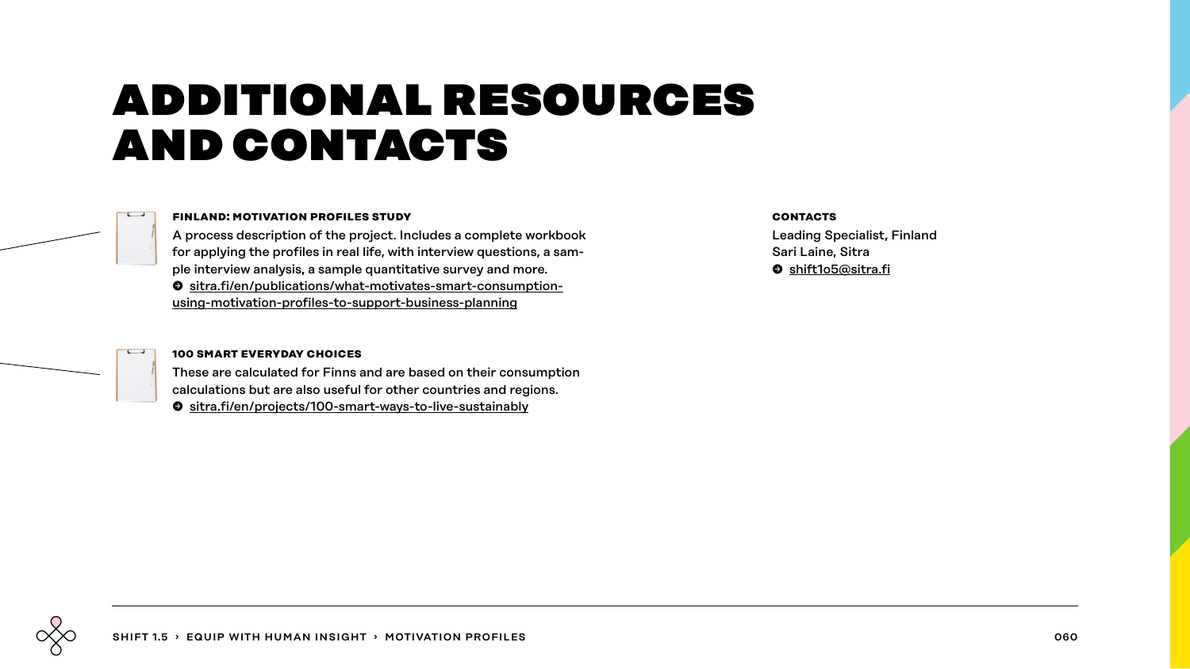# ADDITIONAL RESOURCES AND CONTACTS

**FINLAND: MOTIVATION PROFILES STUDY**

A process description of the project. Includes a complete workbook for applying the profiles in real life, with interview questions, a sample interview analysis, a sample quantitative survey and more.

➔ sitra.fi/en/publications/what-motivates-smart-consumption-using-motivation-profiles-to-support-business-planning

**100 SMART EVERYDAY CHOICES**

These are calculated for Finns and are based on their consumption calculations but are also useful for other countries and regions.

➔ sitra.fi/en/projects/100-smart-ways-to-live-sustainably

**CONTACTS**

Leading Specialist, Finland
Sari Laine, Sitra
➔ shift1o5@sitra.fi